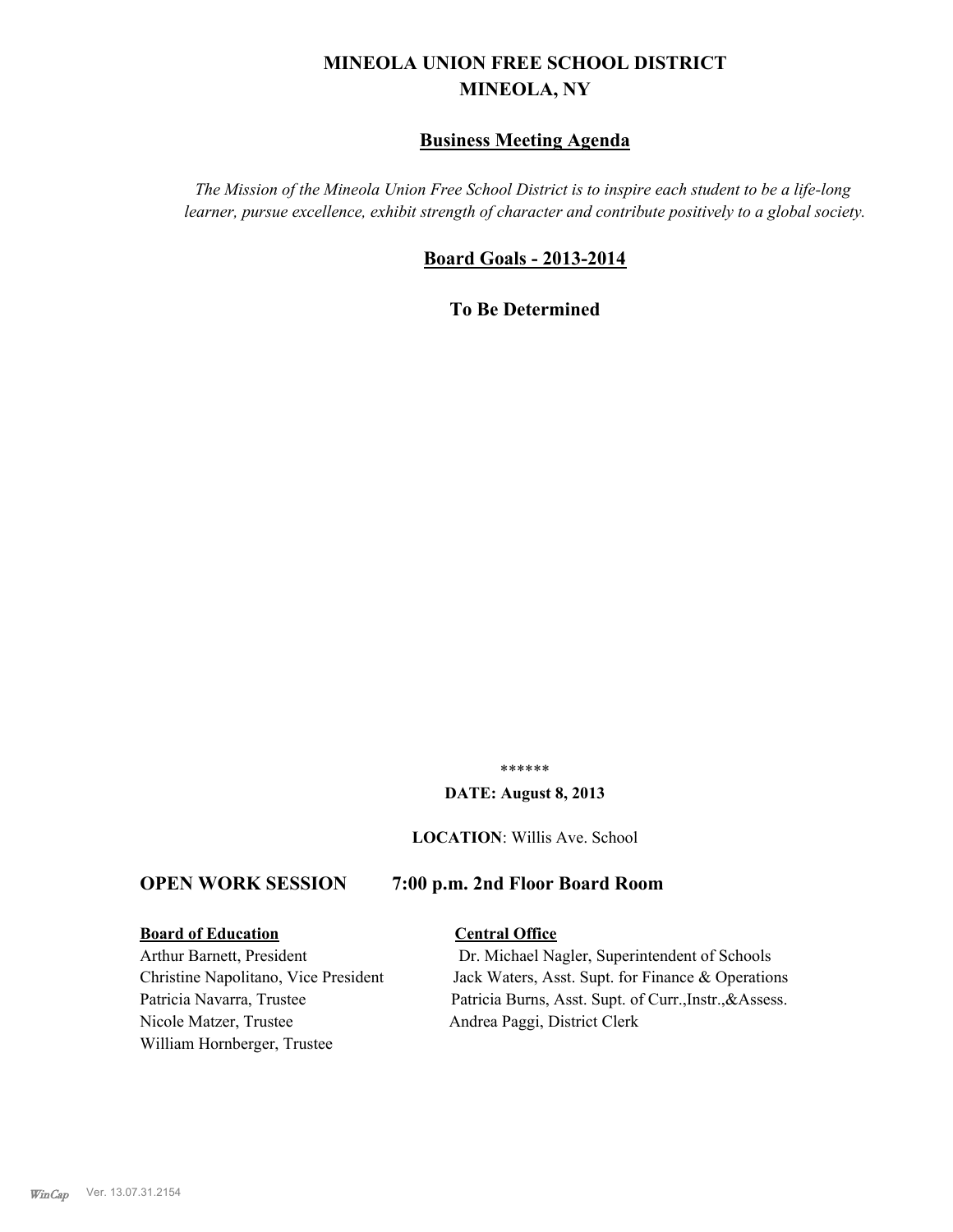# MINEOLA UNION FREE SCHOOL DISTRICT
## MINEOLA, NY

### Business Meeting Agenda

*The Mission of the Mineola Union Free School District is to inspire each student to be a life-long learner, pursue excellence, exhibit strength of character and contribute positively to a global society.*

### Board Goals - 2013-2014

**To Be Determined**

******

**DATE: August 8, 2013**

**LOCATION**: Willis Ave. School

## OPEN WORK SESSION 7:00 p.m. 2nd Floor Board Room

**Board of Education**

Arthur Barnett, President
Christine Napolitano, Vice President
Patricia Navarra, Trustee
Nicole Matzer, Trustee
William Hornberger, Trustee

**Central Office**

Dr. Michael Nagler, Superintendent of Schools
Jack Waters, Asst. Supt. for Finance & Operations
Patricia Burns, Asst. Supt. of Curr.,Instr.,&Assess.
Andrea Paggi, District Clerk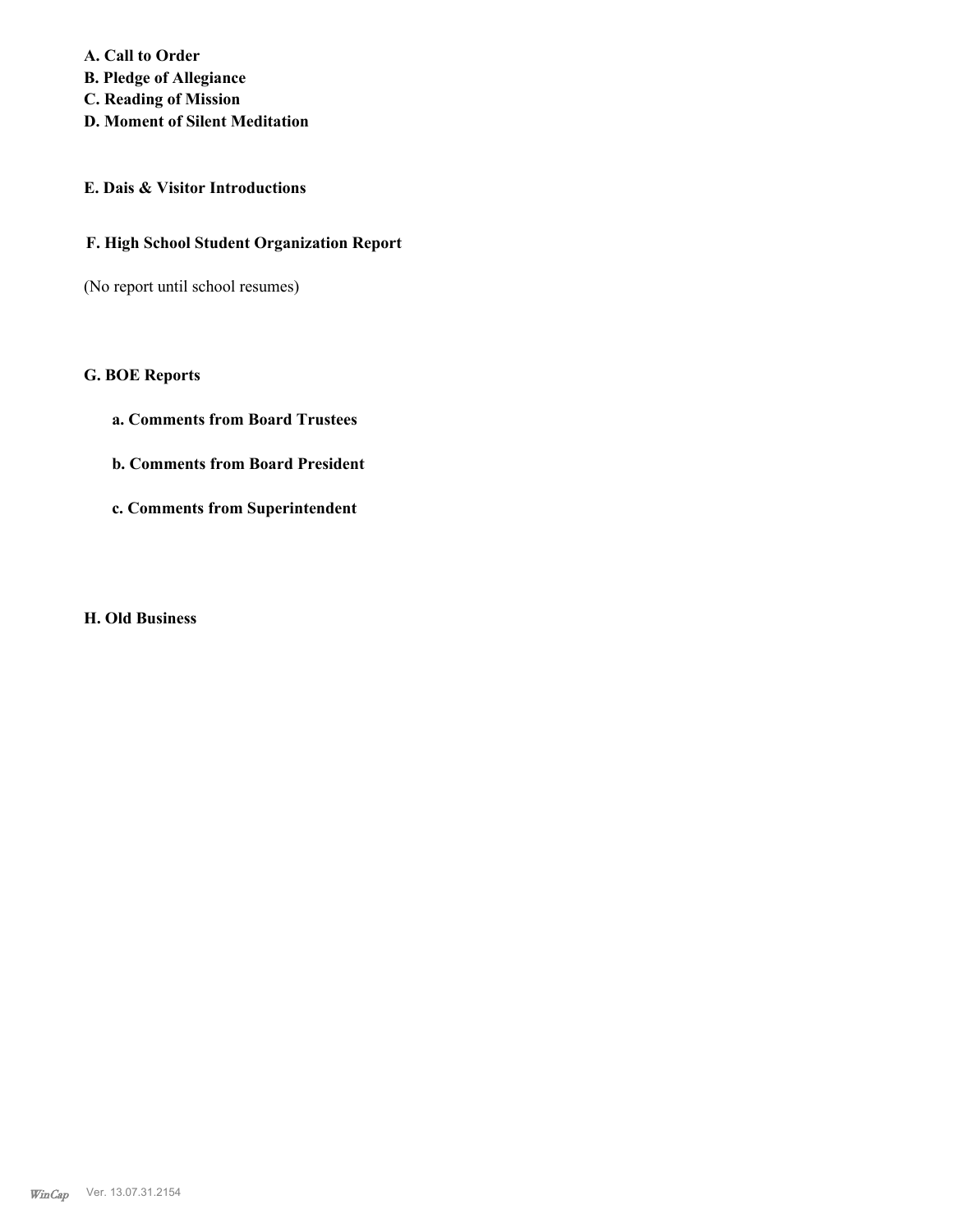**A. Call to Order**
**B. Pledge of Allegiance**
**C. Reading of Mission**
**D. Moment of Silent Meditation**

**E. Dais & Visitor Introductions**

**F. High School Student Organization Report**

(No report until school resumes)

**G. BOE Reports**

**a. Comments from Board Trustees**

**b. Comments from Board President**

**c. Comments from Superintendent**

**H. Old Business**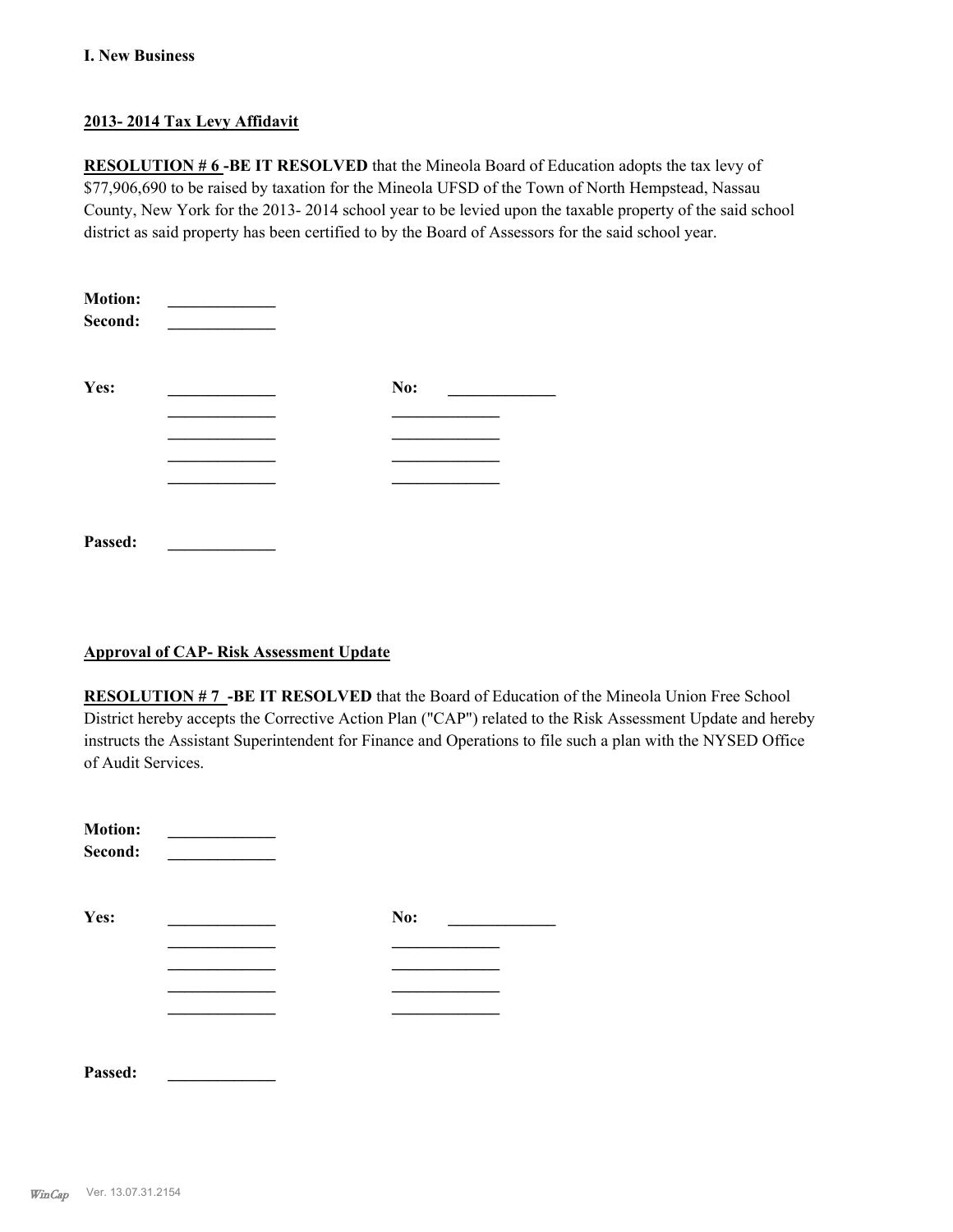**I. New Business**

**2013- 2014 Tax Levy Affidavit**

**RESOLUTION # 6 -BE IT RESOLVED** that the Mineola Board of Education adopts the tax levy of $77,906,690 to be raised by taxation for the Mineola UFSD of the Town of North Hempstead, Nassau County, New York for the 2013- 2014 school year to be levied upon the taxable property of the said school district as said property has been certified to by the Board of Assessors for the said school year.

**Motion:** _____________
**Second:** _____________

**Yes:** _____________ **No:** _____________
_____________ _____________
_____________ _____________
_____________ _____________
_____________ _____________

**Passed:** _____________

**Approval of CAP- Risk Assessment Update**

**RESOLUTION # 7 -BE IT RESOLVED** that the Board of Education of the Mineola Union Free School District hereby accepts the Corrective Action Plan ("CAP") related to the Risk Assessment Update and hereby instructs the Assistant Superintendent for Finance and Operations to file such a plan with the NYSED Office of Audit Services.

**Motion:** _____________
**Second:** _____________

**Yes:** _____________ **No:** _____________
_____________ _____________
_____________ _____________
_____________ _____________
_____________ _____________

**Passed:** _____________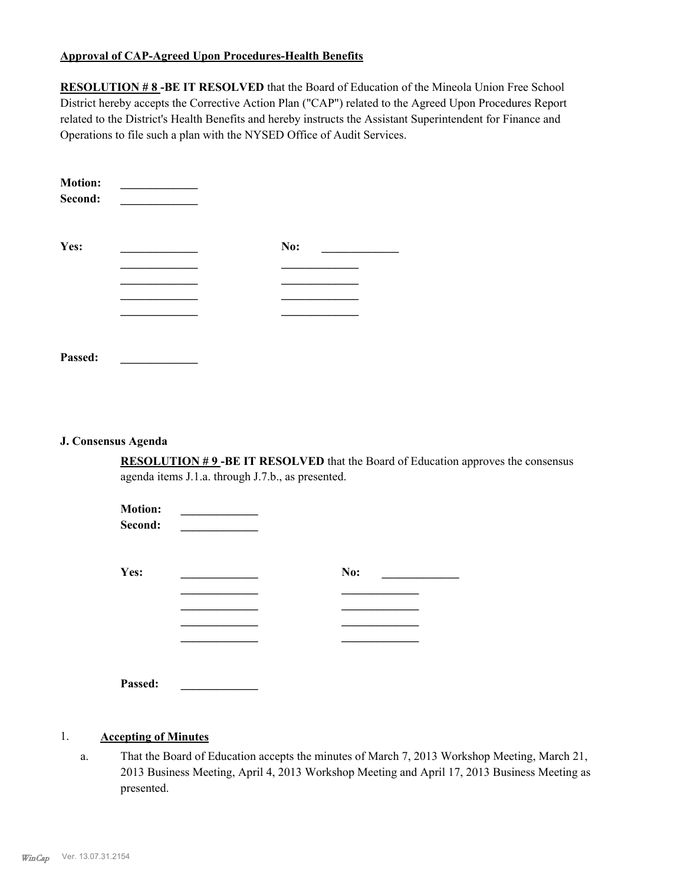**Approval of CAP-Agreed Upon Procedures-Health Benefits**

**RESOLUTION # 8 -BE IT RESOLVED** that the Board of Education of the Mineola Union Free School District hereby accepts the Corrective Action Plan ("CAP") related to the Agreed Upon Procedures Report related to the District's Health Benefits and hereby instructs the Assistant Superintendent for Finance and Operations to file such a plan with the NYSED Office of Audit Services.

**Motion:** _____________
**Second:** _____________

| **Yes:** | _____________ | **No:** | _____________ |
|---|---|---|---|
| | _____________ | | _____________ |
| | _____________ | | _____________ |
| | _____________ | | _____________ |
| | _____________ | | _____________ |

**Passed:** _____________

**J. Consensus Agenda**

**RESOLUTION # 9 -BE IT RESOLVED** that the Board of Education approves the consensus agenda items J.1.a. through J.7.b., as presented.

**Motion:** _____________
**Second:** _____________

| **Yes:** | _____________ | **No:** | _____________ |
|---|---|---|---|
| | _____________ | | _____________ |
| | _____________ | | _____________ |
| | _____________ | | _____________ |
| | _____________ | | _____________ |

**Passed:** _____________

1. **Accepting of Minutes**

   a. That the Board of Education accepts the minutes of March 7, 2013 Workshop Meeting, March 21, 2013 Business Meeting, April 4, 2013 Workshop Meeting and April 17, 2013 Business Meeting as presented.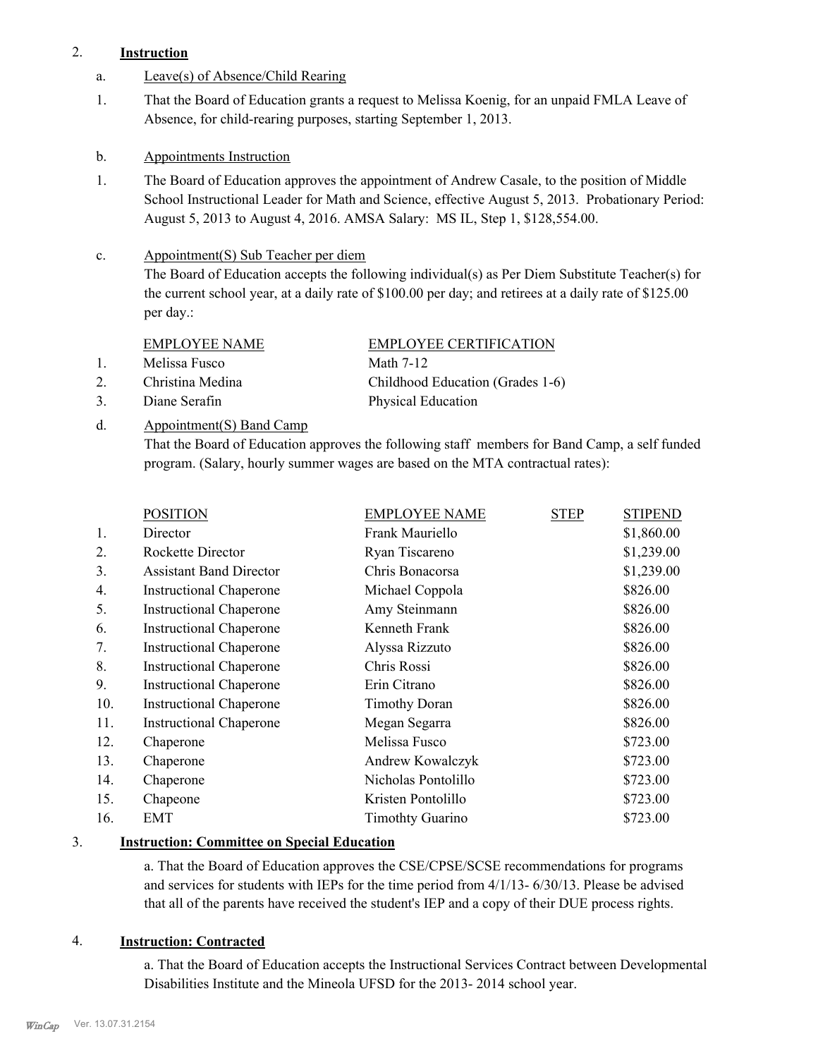2. **Instruction**

a. Leave(s) of Absence/Child Rearing

1. That the Board of Education grants a request to Melissa Koenig, for an unpaid FMLA Leave of Absence, for child-rearing purposes, starting September 1, 2013.

b. Appointments Instruction

1. The Board of Education approves the appointment of Andrew Casale, to the position of Middle School Instructional Leader for Math and Science, effective August 5, 2013. Probationary Period: August 5, 2013 to August 4, 2016. AMSA Salary: MS IL, Step 1, $128,554.00.

c. Appointment(S) Sub Teacher per diem

The Board of Education accepts the following individual(s) as Per Diem Substitute Teacher(s) for the current school year, at a daily rate of $100.00 per day; and retirees at a daily rate of $125.00 per day.:

| | EMPLOYEE NAME | EMPLOYEE CERTIFICATION |
|---|---|---|
| 1. | Melissa Fusco | Math 7-12 |
| 2. | Christina Medina | Childhood Education (Grades 1-6) |
| 3. | Diane Serafin | Physical Education |

d. Appointment(S) Band Camp

That the Board of Education approves the following staff members for Band Camp, a self funded program. (Salary, hourly summer wages are based on the MTA contractual rates):

| | POSITION | EMPLOYEE NAME | STEP | STIPEND |
|---|---|---|---|---|
| 1. | Director | Frank Mauriello | | $1,860.00 |
| 2. | Rockette Director | Ryan Tiscareno | | $1,239.00 |
| 3. | Assistant Band Director | Chris Bonacorsa | | $1,239.00 |
| 4. | Instructional Chaperone | Michael Coppola | | $826.00 |
| 5. | Instructional Chaperone | Amy Steinmann | | $826.00 |
| 6. | Instructional Chaperone | Kenneth Frank | | $826.00 |
| 7. | Instructional Chaperone | Alyssa Rizzuto | | $826.00 |
| 8. | Instructional Chaperone | Chris Rossi | | $826.00 |
| 9. | Instructional Chaperone | Erin Citrano | | $826.00 |
| 10. | Instructional Chaperone | Timothy Doran | | $826.00 |
| 11. | Instructional Chaperone | Megan Segarra | | $826.00 |
| 12. | Chaperone | Melissa Fusco | | $723.00 |
| 13. | Chaperone | Andrew Kowalczyk | | $723.00 |
| 14. | Chaperone | Nicholas Pontolillo | | $723.00 |
| 15. | Chapeone | Kristen Pontolillo | | $723.00 |
| 16. | EMT | Timothty Guarino | | $723.00 |

3. **Instruction: Committee on Special Education**

a. That the Board of Education approves the CSE/CPSE/SCSE recommendations for programs and services for students with IEPs for the time period from 4/1/13- 6/30/13. Please be advised that all of the parents have received the student's IEP and a copy of their DUE process rights.

4. **Instruction: Contracted**

a. That the Board of Education accepts the Instructional Services Contract between Developmental Disabilities Institute and the Mineola UFSD for the 2013- 2014 school year.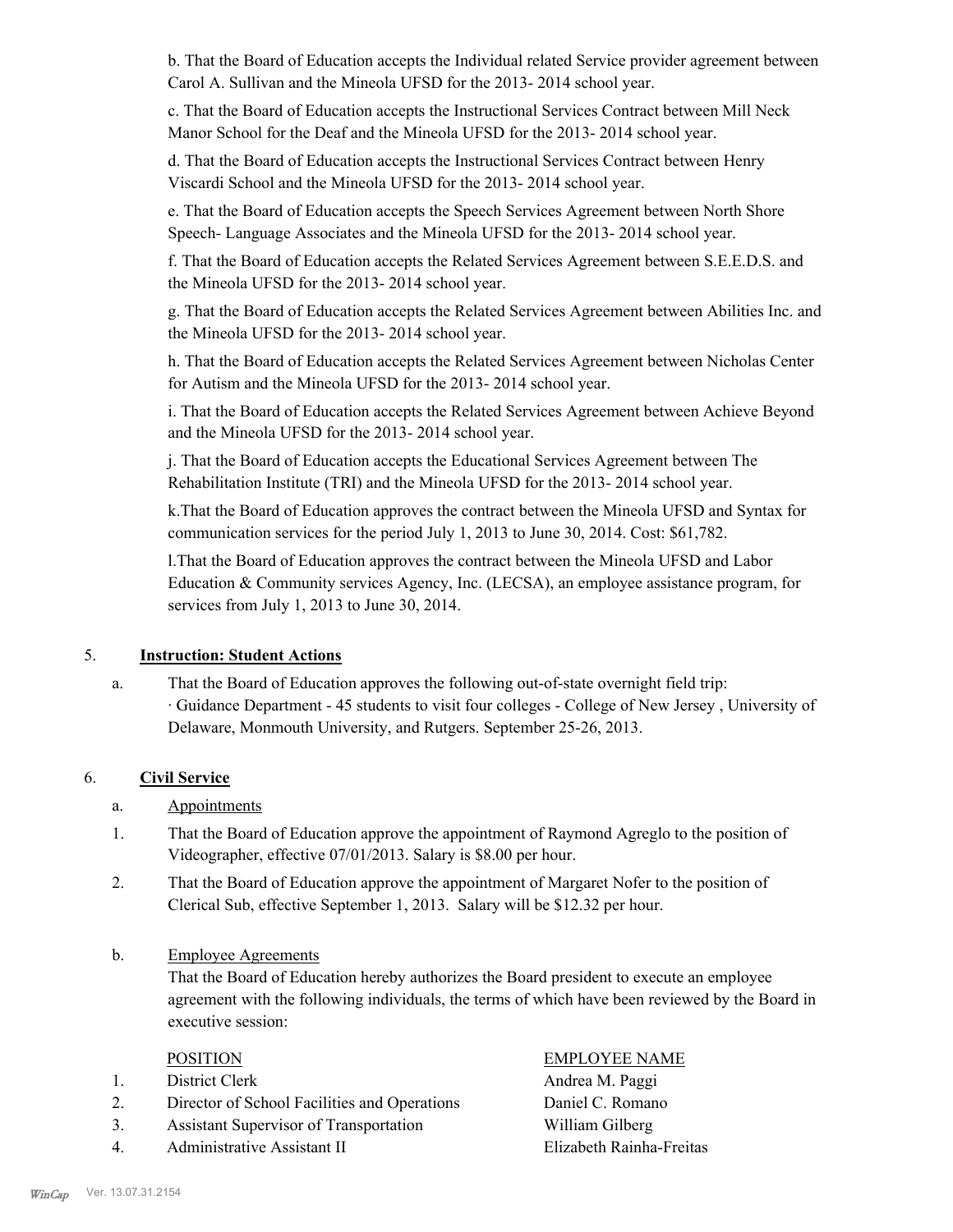b. That the Board of Education accepts the Individual related Service provider agreement between Carol A. Sullivan and the Mineola UFSD for the 2013- 2014 school year.

c. That the Board of Education accepts the Instructional Services Contract between Mill Neck Manor School for the Deaf and the Mineola UFSD for the 2013- 2014 school year.

d. That the Board of Education accepts the Instructional Services Contract between Henry Viscardi School and the Mineola UFSD for the 2013- 2014 school year.

e. That the Board of Education accepts the Speech Services Agreement between North Shore Speech- Language Associates and the Mineola UFSD for the 2013- 2014 school year.

f. That the Board of Education accepts the Related Services Agreement between S.E.E.D.S. and the Mineola UFSD for the 2013- 2014 school year.

g. That the Board of Education accepts the Related Services Agreement between Abilities Inc. and the Mineola UFSD for the 2013- 2014 school year.

h. That the Board of Education accepts the Related Services Agreement between Nicholas Center for Autism and the Mineola UFSD for the 2013- 2014 school year.

i. That the Board of Education accepts the Related Services Agreement between Achieve Beyond and the Mineola UFSD for the 2013- 2014 school year.

j. That the Board of Education accepts the Educational Services Agreement between The Rehabilitation Institute (TRI) and the Mineola UFSD for the 2013- 2014 school year.

k.That the Board of Education approves the contract between the Mineola UFSD and Syntax for communication services for the period July 1, 2013 to June 30, 2014. Cost: $61,782.

l.That the Board of Education approves the contract between the Mineola UFSD and Labor Education & Community services Agency, Inc. (LECSA), an employee assistance program, for services from July 1, 2013 to June 30, 2014.

5. **Instruction: Student Actions**

a. That the Board of Education approves the following out-of-state overnight field trip:
· Guidance Department - 45 students to visit four colleges - College of New Jersey , University of Delaware, Monmouth University, and Rutgers. September 25-26, 2013.

6. **Civil Service**

a. Appointments

1. That the Board of Education approve the appointment of Raymond Agreglo to the position of Videographer, effective 07/01/2013. Salary is $8.00 per hour.

2. That the Board of Education approve the appointment of Margaret Nofer to the position of Clerical Sub, effective September 1, 2013. Salary will be $12.32 per hour.

b. Employee Agreements

That the Board of Education hereby authorizes the Board president to execute an employee agreement with the following individuals, the terms of which have been reviewed by the Board in executive session:

| | POSITION | EMPLOYEE NAME |
|---|---|---|
| 1. | District Clerk | Andrea M. Paggi |
| 2. | Director of School Facilities and Operations | Daniel C. Romano |
| 3. | Assistant Supervisor of Transportation | William Gilberg |
| 4. | Administrative Assistant II | Elizabeth Rainha-Freitas |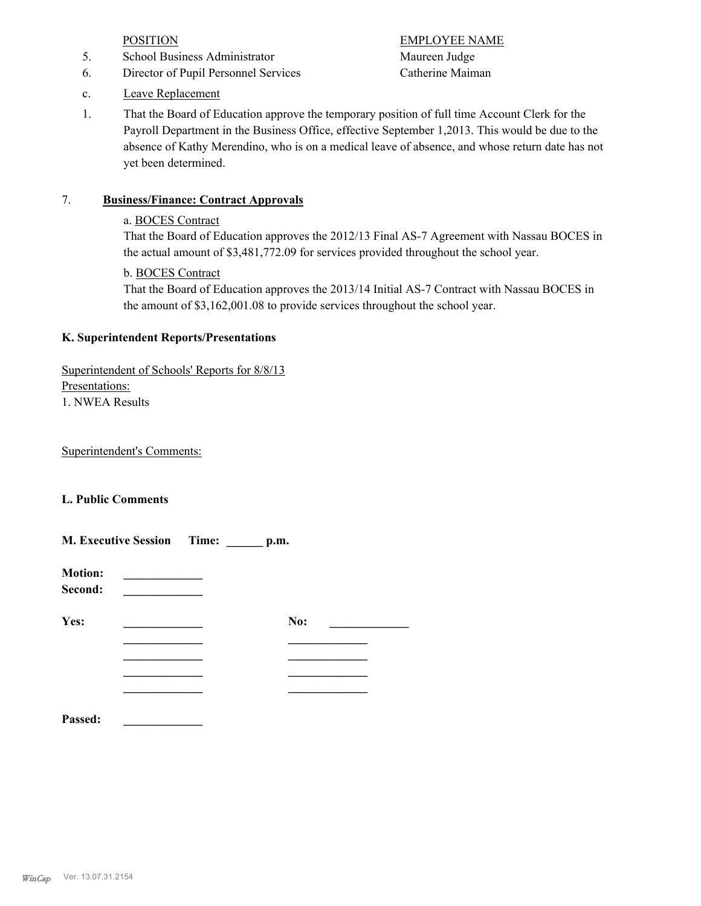| | POSITION | EMPLOYEE NAME |
|---|---|---|
| 5. | School Business Administrator | Maureen Judge |
| 6. | Director of Pupil Personnel Services | Catherine Maiman |

c. Leave Replacement

1. That the Board of Education approve the temporary position of full time Account Clerk for the Payroll Department in the Business Office, effective September 1,2013. This would be due to the absence of Kathy Merendino, who is on a medical leave of absence, and whose return date has not yet been determined.

7. **Business/Finance: Contract Approvals**

a. BOCES Contract
That the Board of Education approves the 2012/13 Final AS-7 Agreement with Nassau BOCES in the actual amount of $3,481,772.09 for services provided throughout the school year.

b. BOCES Contract
That the Board of Education approves the 2013/14 Initial AS-7 Contract with Nassau BOCES in the amount of $3,162,001.08 to provide services throughout the school year.

**K. Superintendent Reports/Presentations**

Superintendent of Schools' Reports for 8/8/13
Presentations:
1. NWEA Results

Superintendent's Comments:

**L. Public Comments**

**M. Executive Session Time: ______ p.m.**

**Motion:** _____________
**Second:** _____________

**Yes:** _____________ **No:** _____________
_____________ _____________
_____________ _____________
_____________ _____________
_____________ _____________

**Passed:** _____________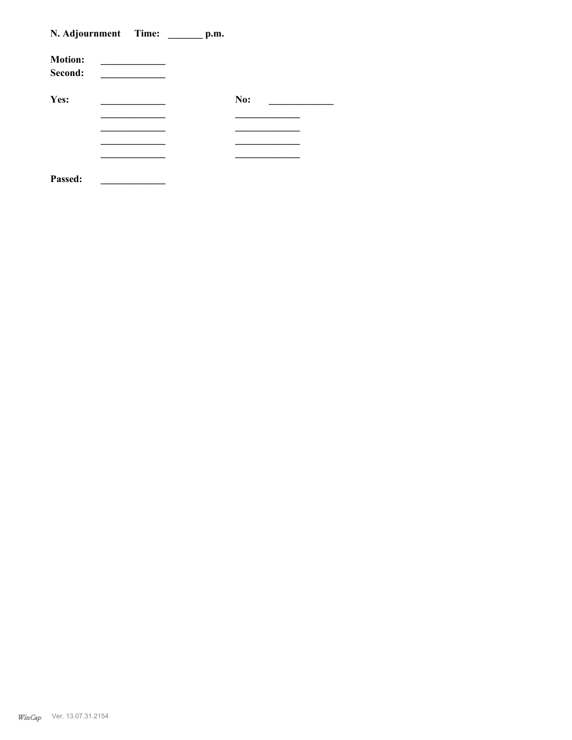**N. Adjournment Time: _______ p.m.**

**Motion:** _____________
**Second:** _____________

| | | | |
|---|---|---|---|
| **Yes:** | _____________ | **No:** | _____________ |
| | _____________ | | _____________ |
| | _____________ | | _____________ |
| | _____________ | | _____________ |
| | _____________ | | _____________ |

**Passed:** _____________

*WinCap* Ver. 13.07.31.2154